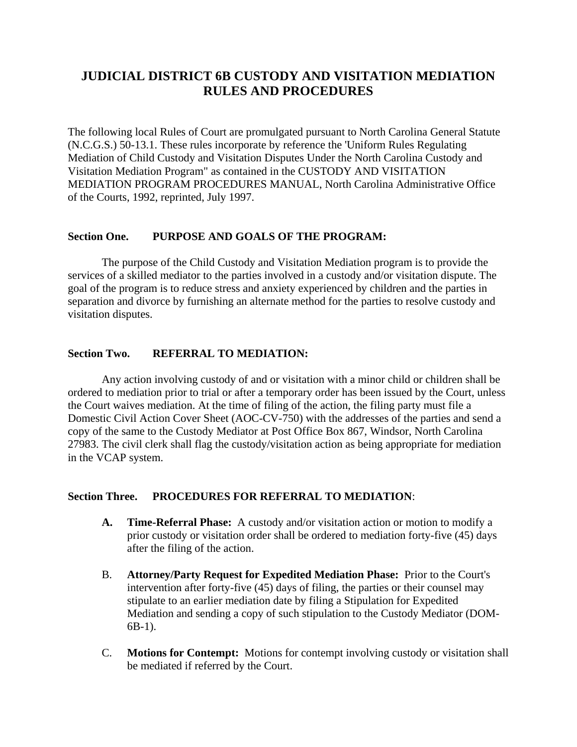# JUDICIAL DISTRICT 6B CUSTODY AND VISITATION MEDIATION RULES AND PROCEDURES

The following local Rules of Court are promulgated pursuant to North Carolina General Statute (N.C.G.S.) 50-13.1. These rules incorporate by reference the 'Uniform Rules Regulating Mediation of Child Custody and Visitation Disputes Under the North Carolina Custody and Visitation Mediation Program" as contained in the CUSTODY AND VISITATION MEDIATION PROGRAM PROCEDURES MANUAL, North Carolina Administrative Office of the Courts, 1992, reprinted, July 1997.

## Section One. PURPOSE AND GOALS OF THE PROGRAM:

The purpose of the Child Custody and Visitation Mediation program is to provide the services of a skilled mediator to the parties involved in a custody and/or visitation dispute. The goal of the program is to reduce stress and anxiety experienced by children and the parties in separation and divorce by furnishing an alternate method for the parties to resolve custody and visitation disputes.

## Section Two. REFERRAL TO MEDIATION:

Any action involving custody of and or visitation with a minor child or children shall be ordered to mediation prior to trial or after a temporary order has been issued by the Court, unless the Court waives mediation. At the time of filing of the action, the filing party must file a Domestic Civil Action Cover Sheet (AOC-CV-750) with the addresses of the parties and send a copy of the same to the Custody Mediator at Post Office Box 867, Windsor, North Carolina 27983. The civil clerk shall flag the custody/visitation action as being appropriate for mediation in the VCAP system.

## Section Three. PROCEDURES FOR REFERRAL TO MEDIATION:

**A. Time-Referral Phase:** A custody and/or visitation action or motion to modify a prior custody or visitation order shall be ordered to mediation forty-five (45) days after the filing of the action.

B. **Attorney/Party Request for Expedited Mediation Phase:** Prior to the Court's intervention after forty-five (45) days of filing, the parties or their counsel may stipulate to an earlier mediation date by filing a Stipulation for Expedited Mediation and sending a copy of such stipulation to the Custody Mediator (DOM-6B-1).

C. **Motions for Contempt:** Motions for contempt involving custody or visitation shall be mediated if referred by the Court.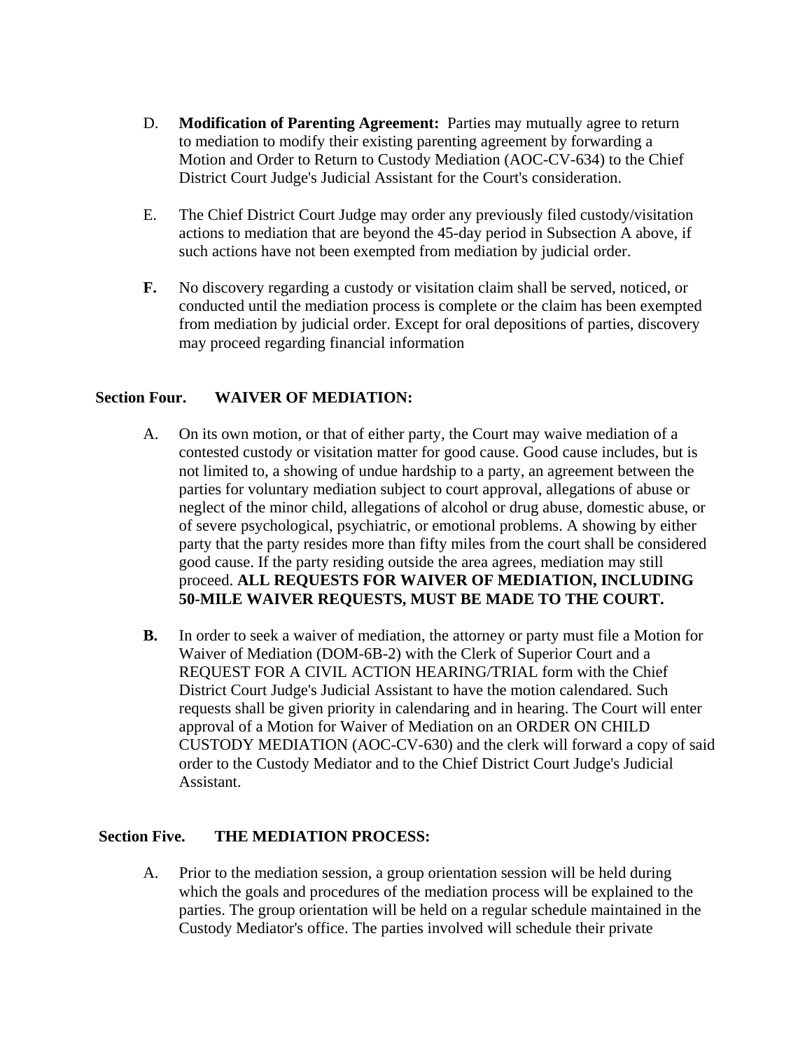D. **Modification of Parenting Agreement:** Parties may mutually agree to return to mediation to modify their existing parenting agreement by forwarding a Motion and Order to Return to Custody Mediation (AOC-CV-634) to the Chief District Court Judge's Judicial Assistant for the Court's consideration.

E. The Chief District Court Judge may order any previously filed custody/visitation actions to mediation that are beyond the 45-day period in Subsection A above, if such actions have not been exempted from mediation by judicial order.

**F.** No discovery regarding a custody or visitation claim shall be served, noticed, or conducted until the mediation process is complete or the claim has been exempted from mediation by judicial order. Except for oral depositions of parties, discovery may proceed regarding financial information

## Section Four. WAIVER OF MEDIATION:

A. On its own motion, or that of either party, the Court may waive mediation of a contested custody or visitation matter for good cause. Good cause includes, but is not limited to, a showing of undue hardship to a party, an agreement between the parties for voluntary mediation subject to court approval, allegations of abuse or neglect of the minor child, allegations of alcohol or drug abuse, domestic abuse, or of severe psychological, psychiatric, or emotional problems. A showing by either party that the party resides more than fifty miles from the court shall be considered good cause. If the party residing outside the area agrees, mediation may still proceed. **ALL REQUESTS FOR WAIVER OF MEDIATION, INCLUDING 50-MILE WAIVER REQUESTS, MUST BE MADE TO THE COURT.**

**B.** In order to seek a waiver of mediation, the attorney or party must file a Motion for Waiver of Mediation (DOM-6B-2) with the Clerk of Superior Court and a REQUEST FOR A CIVIL ACTION HEARING/TRIAL form with the Chief District Court Judge's Judicial Assistant to have the motion calendared. Such requests shall be given priority in calendaring and in hearing. The Court will enter approval of a Motion for Waiver of Mediation on an ORDER ON CHILD CUSTODY MEDIATION (AOC-CV-630) and the clerk will forward a copy of said order to the Custody Mediator and to the Chief District Court Judge's Judicial Assistant.

## Section Five. THE MEDIATION PROCESS:

A. Prior to the mediation session, a group orientation session will be held during which the goals and procedures of the mediation process will be explained to the parties. The group orientation will be held on a regular schedule maintained in the Custody Mediator's office. The parties involved will schedule their private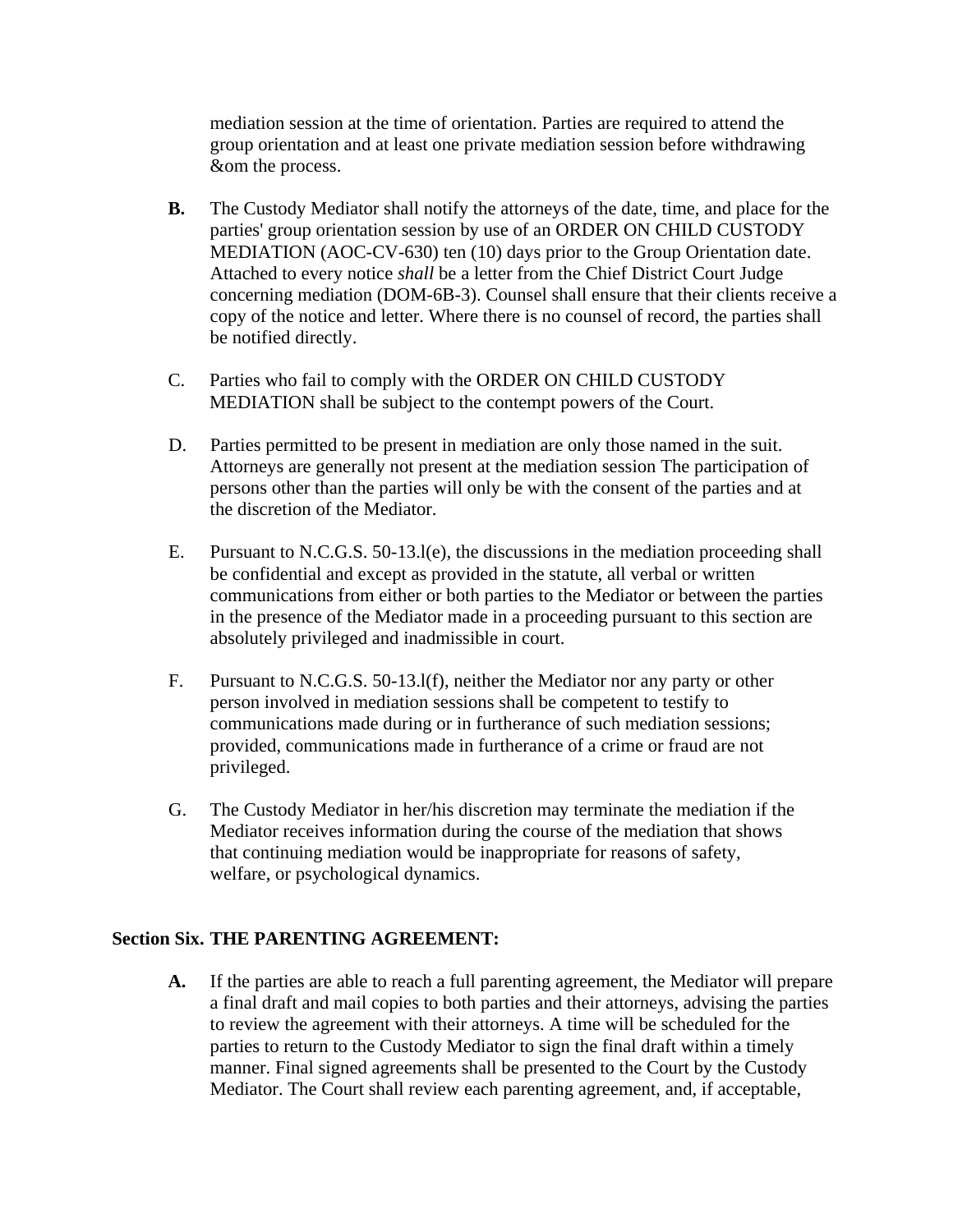mediation session at the time of orientation. Parties are required to attend the group orientation and at least one private mediation session before withdrawing &om the process.

**B.** The Custody Mediator shall notify the attorneys of the date, time, and place for the parties' group orientation session by use of an ORDER ON CHILD CUSTODY MEDIATION (AOC-CV-630) ten (10) days prior to the Group Orientation date. Attached to every notice *shall* be a letter from the Chief District Court Judge concerning mediation (DOM-6B-3). Counsel shall ensure that their clients receive a copy of the notice and letter. Where there is no counsel of record, the parties shall be notified directly.

C. Parties who fail to comply with the ORDER ON CHILD CUSTODY MEDIATION shall be subject to the contempt powers of the Court.

D. Parties permitted to be present in mediation are only those named in the suit. Attorneys are generally not present at the mediation session The participation of persons other than the parties will only be with the consent of the parties and at the discretion of the Mediator.

E. Pursuant to N.C.G.S. 50-13.l(e), the discussions in the mediation proceeding shall be confidential and except as provided in the statute, all verbal or written communications from either or both parties to the Mediator or between the parties in the presence of the Mediator made in a proceeding pursuant to this section are absolutely privileged and inadmissible in court.

F. Pursuant to N.C.G.S. 50-13.l(f), neither the Mediator nor any party or other person involved in mediation sessions shall be competent to testify to communications made during or in furtherance of such mediation sessions; provided, communications made in furtherance of a crime or fraud are not privileged.

G. The Custody Mediator in her/his discretion may terminate the mediation if the Mediator receives information during the course of the mediation that shows that continuing mediation would be inappropriate for reasons of safety, welfare, or psychological dynamics.

**Section Six. THE PARENTING AGREEMENT:**

**A.** If the parties are able to reach a full parenting agreement, the Mediator will prepare a final draft and mail copies to both parties and their attorneys, advising the parties to review the agreement with their attorneys. A time will be scheduled for the parties to return to the Custody Mediator to sign the final draft within a timely manner. Final signed agreements shall be presented to the Court by the Custody Mediator. The Court shall review each parenting agreement, and, if acceptable,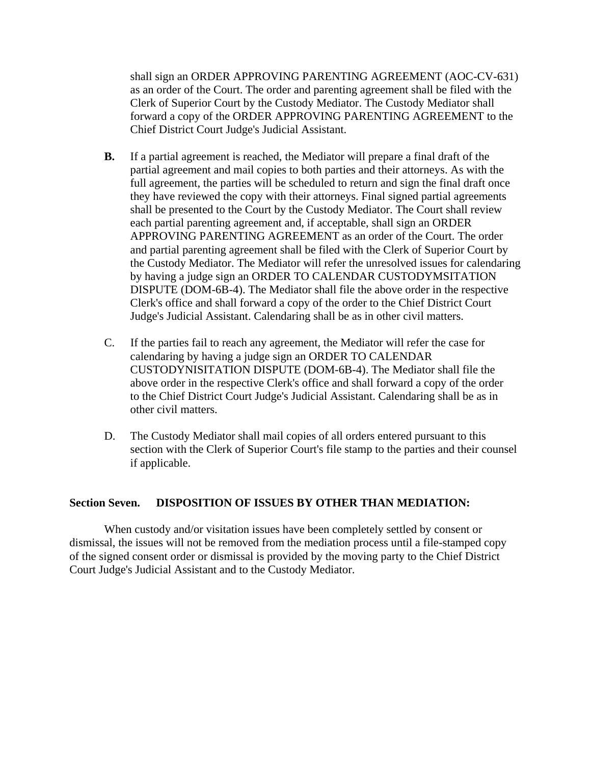shall sign an ORDER APPROVING PARENTING AGREEMENT (AOC-CV-631) as an order of the Court. The order and parenting agreement shall be filed with the Clerk of Superior Court by the Custody Mediator. The Custody Mediator shall forward a copy of the ORDER APPROVING PARENTING AGREEMENT to the Chief District Court Judge's Judicial Assistant.

**B.** If a partial agreement is reached, the Mediator will prepare a final draft of the partial agreement and mail copies to both parties and their attorneys. As with the full agreement, the parties will be scheduled to return and sign the final draft once they have reviewed the copy with their attorneys. Final signed partial agreements shall be presented to the Court by the Custody Mediator. The Court shall review each partial parenting agreement and, if acceptable, shall sign an ORDER APPROVING PARENTING AGREEMENT as an order of the Court. The order and partial parenting agreement shall be filed with the Clerk of Superior Court by the Custody Mediator. The Mediator will refer the unresolved issues for calendaring by having a judge sign an ORDER TO CALENDAR CUSTODYMSITATION DISPUTE (DOM-6B-4). The Mediator shall file the above order in the respective Clerk's office and shall forward a copy of the order to the Chief District Court Judge's Judicial Assistant. Calendaring shall be as in other civil matters.

C. If the parties fail to reach any agreement, the Mediator will refer the case for calendaring by having a judge sign an ORDER TO CALENDAR CUSTODYNISITATION DISPUTE (DOM-6B-4). The Mediator shall file the above order in the respective Clerk's office and shall forward a copy of the order to the Chief District Court Judge's Judicial Assistant. Calendaring shall be as in other civil matters.

D. The Custody Mediator shall mail copies of all orders entered pursuant to this section with the Clerk of Superior Court's file stamp to the parties and their counsel if applicable.

**Section Seven. DISPOSITION OF ISSUES BY OTHER THAN MEDIATION:**

When custody and/or visitation issues have been completely settled by consent or dismissal, the issues will not be removed from the mediation process until a file-stamped copy of the signed consent order or dismissal is provided by the moving party to the Chief District Court Judge's Judicial Assistant and to the Custody Mediator.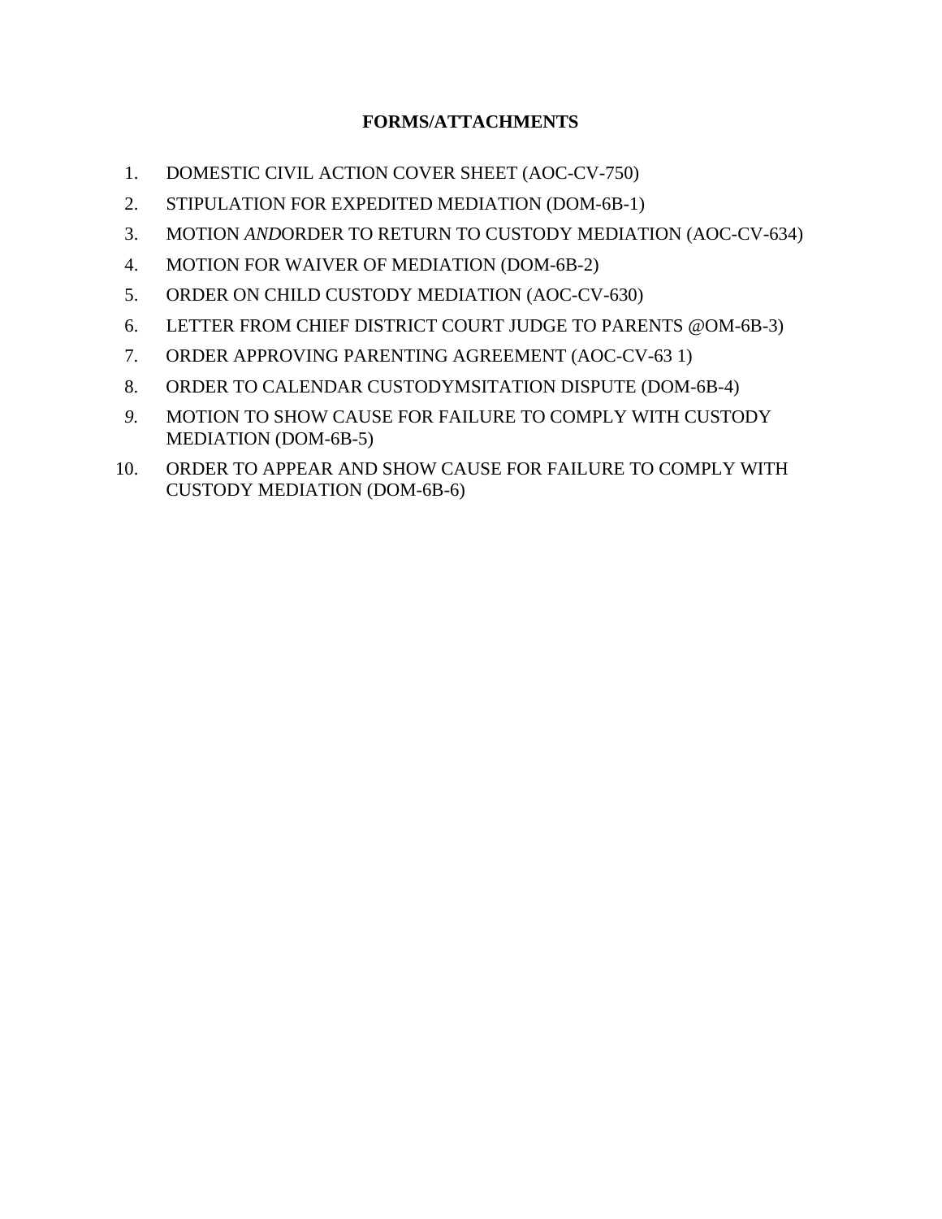**FORMS/ATTACHMENTS**

1. DOMESTIC CIVIL ACTION COVER SHEET (AOC-CV-750)
2. STIPULATION FOR EXPEDITED MEDIATION (DOM-6B-1)
3. MOTION *AND*ORDER TO RETURN TO CUSTODY MEDIATION (AOC-CV-634)
4. MOTION FOR WAIVER OF MEDIATION (DOM-6B-2)
5. ORDER ON CHILD CUSTODY MEDIATION (AOC-CV-630)
6. LETTER FROM CHIEF DISTRICT COURT JUDGE TO PARENTS @OM-6B-3)
7. ORDER APPROVING PARENTING AGREEMENT (AOC-CV-63 1)
8. ORDER TO CALENDAR CUSTODYMSITATION DISPUTE (DOM-6B-4)
9. MOTION TO SHOW CAUSE FOR FAILURE TO COMPLY WITH CUSTODY MEDIATION (DOM-6B-5)
10. ORDER TO APPEAR AND SHOW CAUSE FOR FAILURE TO COMPLY WITH CUSTODY MEDIATION (DOM-6B-6)